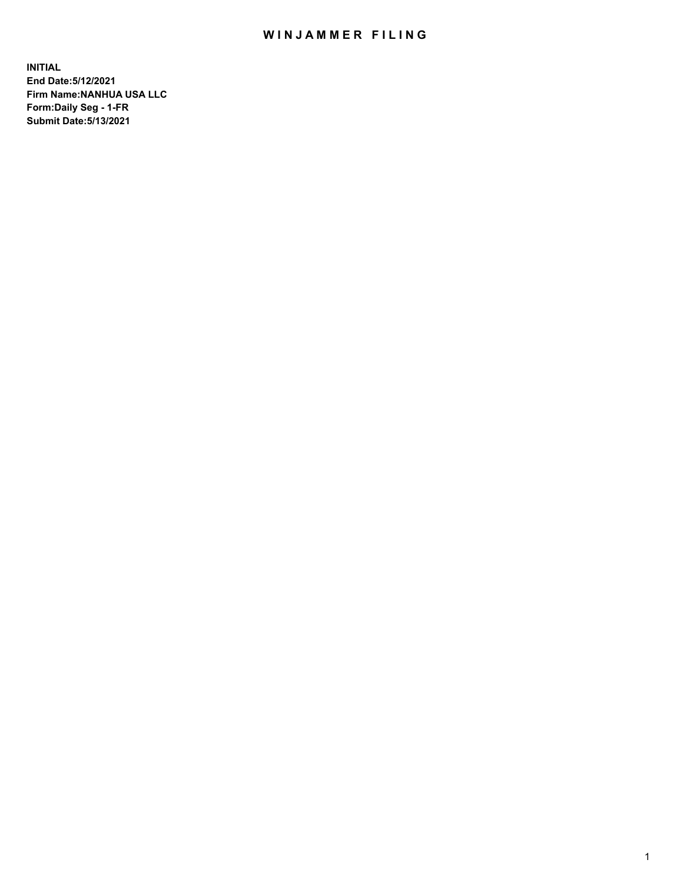# WINJAMMER FILING

**INITIAL**
**End Date:5/12/2021**
**Firm Name:NANHUA USA LLC**
**Form:Daily Seg - 1-FR**
**Submit Date:5/13/2021**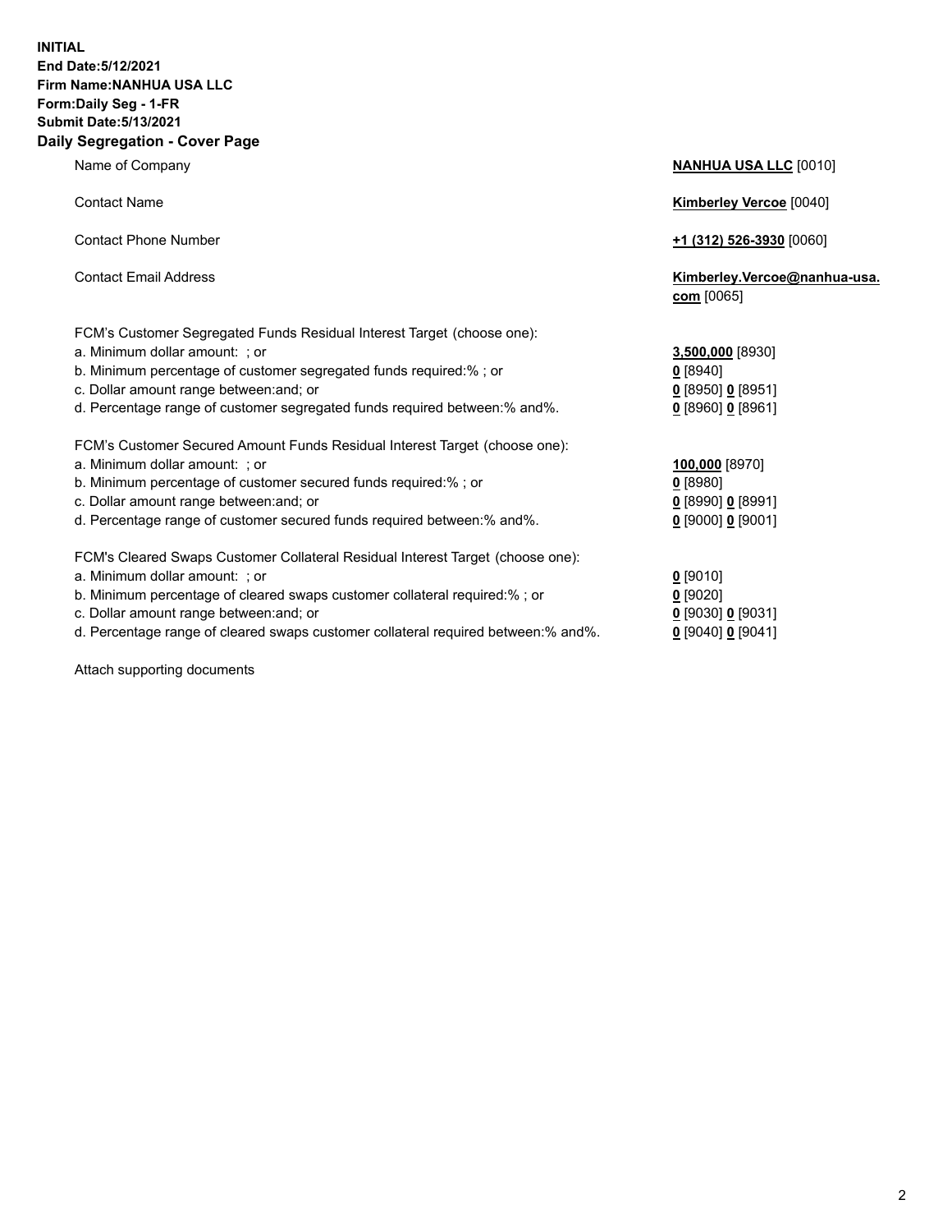**INITIAL**
**End Date:5/12/2021**
**Firm Name:NANHUA USA LLC**
**Form:Daily Seg - 1-FR**
**Submit Date:5/13/2021**

## Daily Segregation - Cover Page

| | |
|---|---|
| Name of Company | **NANHUA USA LLC** [0010] |
| Contact Name | **Kimberley Vercoe** [0040] |
| Contact Phone Number | **+1 (312) 526-3930** [0060] |
| Contact Email Address | **Kimberley.Vercoe@nanhua-usa.com** [0065] |

FCM's Customer Segregated Funds Residual Interest Target (choose one):

| | |
|---|---|
| a. Minimum dollar amount: ; or | **3,500,000** [8930] |
| b. Minimum percentage of customer segregated funds required:% ; or | **0** [8940] |
| c. Dollar amount range between:and; or | **0** [8950] **0** [8951] |
| d. Percentage range of customer segregated funds required between:% and%. | **0** [8960] **0** [8961] |

FCM's Customer Secured Amount Funds Residual Interest Target (choose one):

| | |
|---|---|
| a. Minimum dollar amount: ; or | **100,000** [8970] |
| b. Minimum percentage of customer secured funds required:% ; or | **0** [8980] |
| c. Dollar amount range between:and; or | **0** [8990] **0** [8991] |
| d. Percentage range of customer secured funds required between:% and%. | **0** [9000] **0** [9001] |

FCM's Cleared Swaps Customer Collateral Residual Interest Target (choose one):

| | |
|---|---|
| a. Minimum dollar amount: ; or | **0** [9010] |
| b. Minimum percentage of cleared swaps customer collateral required:% ; or | **0** [9020] |
| c. Dollar amount range between:and; or | **0** [9030] **0** [9031] |
| d. Percentage range of cleared swaps customer collateral required between:% and%. | **0** [9040] **0** [9041] |

Attach supporting documents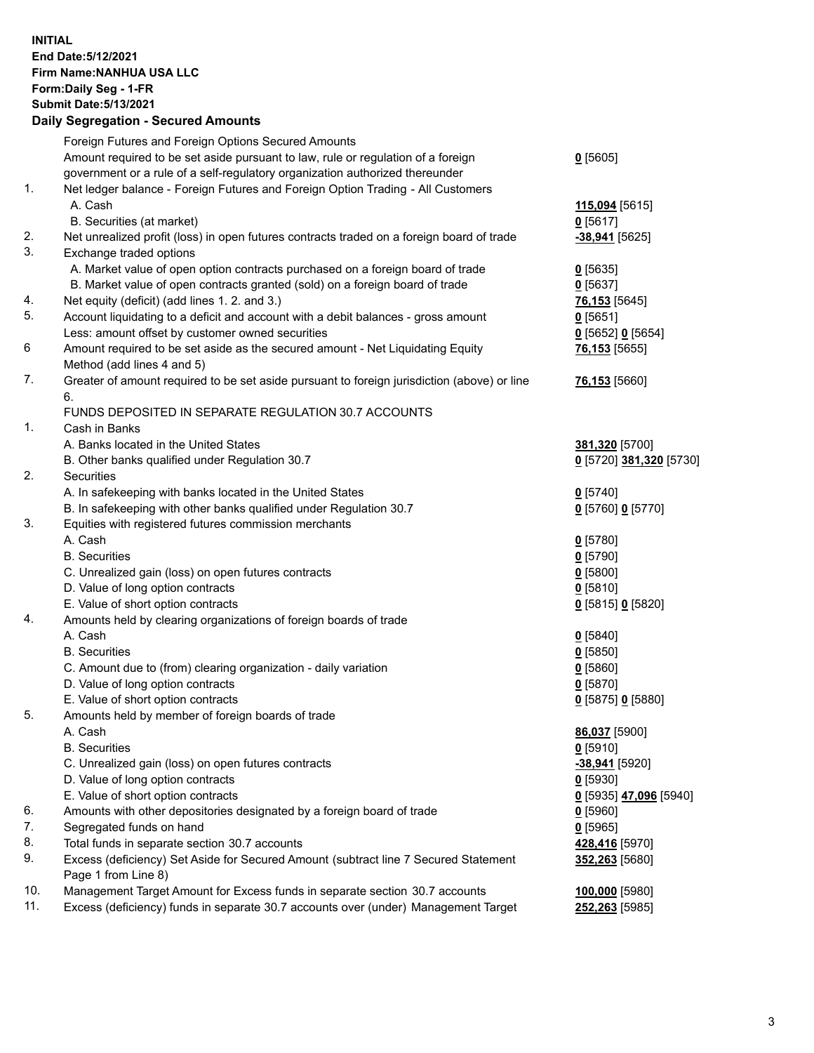**INITIAL**
**End Date:5/12/2021**
**Firm Name:NANHUA USA LLC**
**Form:Daily Seg - 1-FR**
**Submit Date:5/13/2021**

## Daily Segregation - Secured Amounts

| | | |
|---|---|---|
| | Foreign Futures and Foreign Options Secured Amounts | |
| | Amount required to be set aside pursuant to law, rule or regulation of a foreign government or a rule of a self-regulatory organization authorized thereunder | **0** [5605] |
| 1. | Net ledger balance - Foreign Futures and Foreign Option Trading - All Customers | |
| | A. Cash | **115,094** [5615] |
| | B. Securities (at market) | **0** [5617] |
| 2. | Net unrealized profit (loss) in open futures contracts traded on a foreign board of trade | **-38,941** [5625] |
| 3. | Exchange traded options | |
| | A. Market value of open option contracts purchased on a foreign board of trade | **0** [5635] |
| | B. Market value of open contracts granted (sold) on a foreign board of trade | **0** [5637] |
| 4. | Net equity (deficit) (add lines 1. 2. and 3.) | **76,153** [5645] |
| 5. | Account liquidating to a deficit and account with a debit balances - gross amount | **0** [5651] |
| | Less: amount offset by customer owned securities | **0** [5652] **0** [5654] |
| 6 | Amount required to be set aside as the secured amount - Net Liquidating Equity Method (add lines 4 and 5) | **76,153** [5655] |
| 7. | Greater of amount required to be set aside pursuant to foreign jurisdiction (above) or line 6. | **76,153** [5660] |
| | FUNDS DEPOSITED IN SEPARATE REGULATION 30.7 ACCOUNTS | |
| 1. | Cash in Banks | |
| | A. Banks located in the United States | **381,320** [5700] |
| | B. Other banks qualified under Regulation 30.7 | **0** [5720] **381,320** [5730] |
| 2. | Securities | |
| | A. In safekeeping with banks located in the United States | **0** [5740] |
| | B. In safekeeping with other banks qualified under Regulation 30.7 | **0** [5760] **0** [5770] |
| 3. | Equities with registered futures commission merchants | |
| | A. Cash | **0** [5780] |
| | B. Securities | **0** [5790] |
| | C. Unrealized gain (loss) on open futures contracts | **0** [5800] |
| | D. Value of long option contracts | **0** [5810] |
| | E. Value of short option contracts | **0** [5815] **0** [5820] |
| 4. | Amounts held by clearing organizations of foreign boards of trade | |
| | A. Cash | **0** [5840] |
| | B. Securities | **0** [5850] |
| | C. Amount due to (from) clearing organization - daily variation | **0** [5860] |
| | D. Value of long option contracts | **0** [5870] |
| | E. Value of short option contracts | **0** [5875] **0** [5880] |
| 5. | Amounts held by member of foreign boards of trade | |
| | A. Cash | **86,037** [5900] |
| | B. Securities | **0** [5910] |
| | C. Unrealized gain (loss) on open futures contracts | **-38,941** [5920] |
| | D. Value of long option contracts | **0** [5930] |
| | E. Value of short option contracts | **0** [5935] **47,096** [5940] |
| 6. | Amounts with other depositories designated by a foreign board of trade | **0** [5960] |
| 7. | Segregated funds on hand | **0** [5965] |
| 8. | Total funds in separate section 30.7 accounts | **428,416** [5970] |
| 9. | Excess (deficiency) Set Aside for Secured Amount (subtract line 7 Secured Statement Page 1 from Line 8) | **352,263** [5680] |
| 10. | Management Target Amount for Excess funds in separate section 30.7 accounts | **100,000** [5980] |
| 11. | Excess (deficiency) funds in separate 30.7 accounts over (under) Management Target | **252,263** [5985] |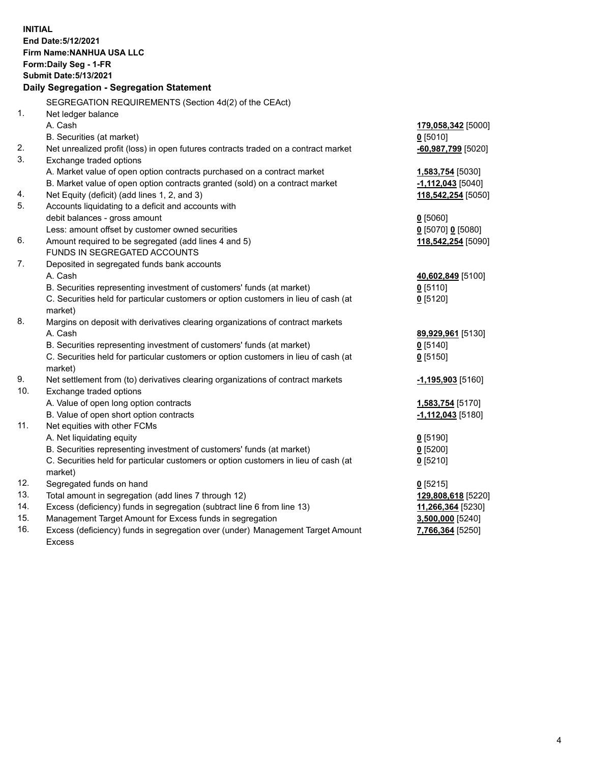**INITIAL**
**End Date:5/12/2021**
**Firm Name:NANHUA USA LLC**
**Form:Daily Seg - 1-FR**
**Submit Date:5/13/2021**

## Daily Segregation - Segregation Statement

| | | |
|---|---|---|
| | SEGREGATION REQUIREMENTS (Section 4d(2) of the CEAct) | |
| 1. | Net ledger balance | |
| | A. Cash | **179,058,342** [5000] |
| | B. Securities (at market) | **0** [5010] |
| 2. | Net unrealized profit (loss) in open futures contracts traded on a contract market | **-60,987,799** [5020] |
| 3. | Exchange traded options | |
| | A. Market value of open option contracts purchased on a contract market | **1,583,754** [5030] |
| | B. Market value of open option contracts granted (sold) on a contract market | **-1,112,043** [5040] |
| 4. | Net Equity (deficit) (add lines 1, 2, and 3) | **118,542,254** [5050] |
| 5. | Accounts liquidating to a deficit and accounts with debit balances - gross amount | **0** [5060] |
| | Less: amount offset by customer owned securities | **0** [5070] **0** [5080] |
| 6. | Amount required to be segregated (add lines 4 and 5) | **118,542,254** [5090] |
| | FUNDS IN SEGREGATED ACCOUNTS | |
| 7. | Deposited in segregated funds bank accounts | |
| | A. Cash | **40,602,849** [5100] |
| | B. Securities representing investment of customers' funds (at market) | **0** [5110] |
| | C. Securities held for particular customers or option customers in lieu of cash (at market) | **0** [5120] |
| 8. | Margins on deposit with derivatives clearing organizations of contract markets | |
| | A. Cash | **89,929,961** [5130] |
| | B. Securities representing investment of customers' funds (at market) | **0** [5140] |
| | C. Securities held for particular customers or option customers in lieu of cash (at market) | **0** [5150] |
| 9. | Net settlement from (to) derivatives clearing organizations of contract markets | **-1,195,903** [5160] |
| 10. | Exchange traded options | |
| | A. Value of open long option contracts | **1,583,754** [5170] |
| | B. Value of open short option contracts | **-1,112,043** [5180] |
| 11. | Net equities with other FCMs | |
| | A. Net liquidating equity | **0** [5190] |
| | B. Securities representing investment of customers' funds (at market) | **0** [5200] |
| | C. Securities held for particular customers or option customers in lieu of cash (at market) | **0** [5210] |
| 12. | Segregated funds on hand | **0** [5215] |
| 13. | Total amount in segregation (add lines 7 through 12) | **129,808,618** [5220] |
| 14. | Excess (deficiency) funds in segregation (subtract line 6 from line 13) | **11,266,364** [5230] |
| 15. | Management Target Amount for Excess funds in segregation | **3,500,000** [5240] |
| 16. | Excess (deficiency) funds in segregation over (under) Management Target Amount Excess | **7,766,364** [5250] |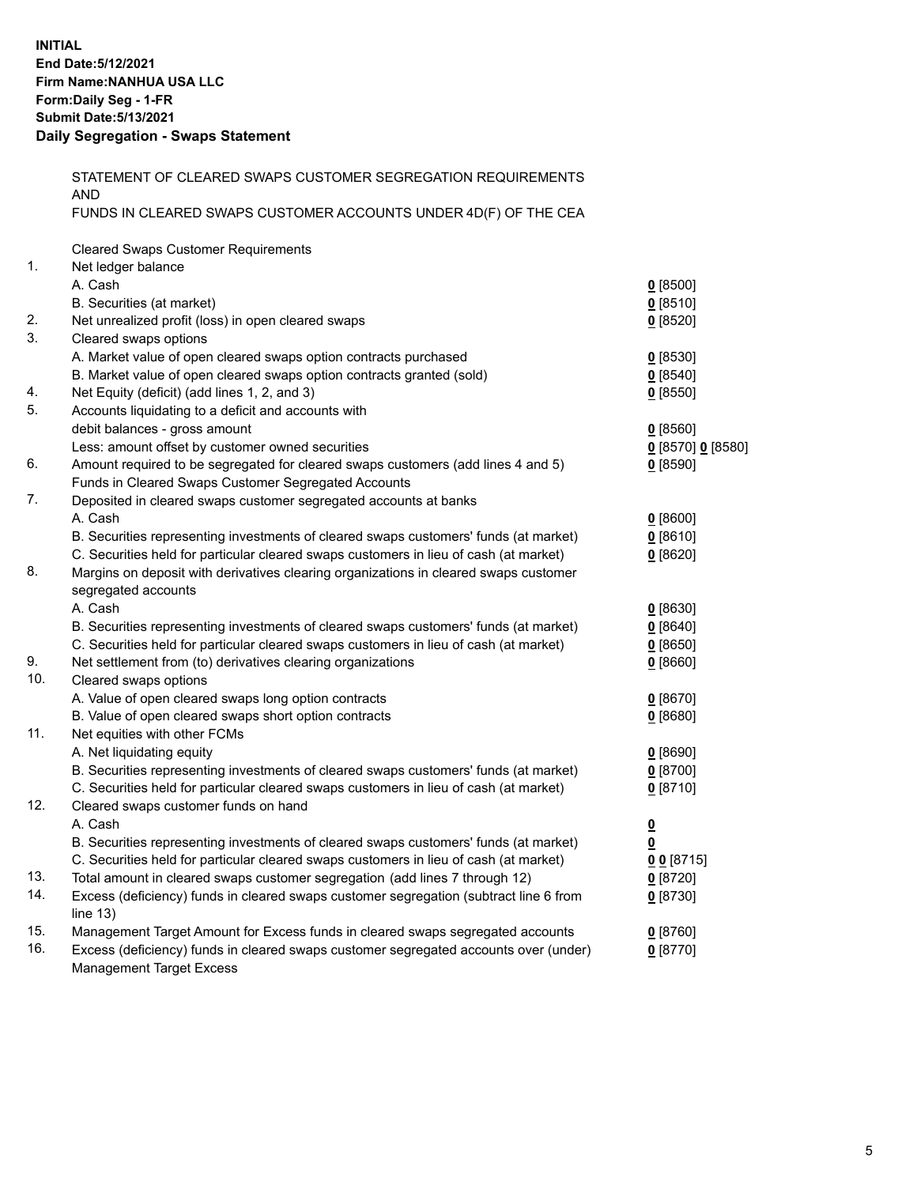**INITIAL**
**End Date:5/12/2021**
**Firm Name:NANHUA USA LLC**
**Form:Daily Seg - 1-FR**
**Submit Date:5/13/2021**
**Daily Segregation - Swaps Statement**

STATEMENT OF CLEARED SWAPS CUSTOMER SEGREGATION REQUIREMENTS AND
FUNDS IN CLEARED SWAPS CUSTOMER ACCOUNTS UNDER 4D(F) OF THE CEA

| | | |
|---|---|---|
| | Cleared Swaps Customer Requirements | |
| 1. | Net ledger balance | |
| | A. Cash | 0 [8500] |
| | B. Securities (at market) | 0 [8510] |
| 2. | Net unrealized profit (loss) in open cleared swaps | 0 [8520] |
| 3. | Cleared swaps options | |
| | A. Market value of open cleared swaps option contracts purchased | 0 [8530] |
| | B. Market value of open cleared swaps option contracts granted (sold) | 0 [8540] |
| 4. | Net Equity (deficit) (add lines 1, 2, and 3) | 0 [8550] |
| 5. | Accounts liquidating to a deficit and accounts with debit balances - gross amount | 0 [8560] |
| | Less: amount offset by customer owned securities | 0 [8570] 0 [8580] |
| 6. | Amount required to be segregated for cleared swaps customers (add lines 4 and 5) | 0 [8590] |
| | Funds in Cleared Swaps Customer Segregated Accounts | |
| 7. | Deposited in cleared swaps customer segregated accounts at banks | |
| | A. Cash | 0 [8600] |
| | B. Securities representing investments of cleared swaps customers' funds (at market) | 0 [8610] |
| | C. Securities held for particular cleared swaps customers in lieu of cash (at market) | 0 [8620] |
| 8. | Margins on deposit with derivatives clearing organizations in cleared swaps customer segregated accounts | |
| | A. Cash | 0 [8630] |
| | B. Securities representing investments of cleared swaps customers' funds (at market) | 0 [8640] |
| | C. Securities held for particular cleared swaps customers in lieu of cash (at market) | 0 [8650] |
| 9. | Net settlement from (to) derivatives clearing organizations | 0 [8660] |
| 10. | Cleared swaps options | |
| | A. Value of open cleared swaps long option contracts | 0 [8670] |
| | B. Value of open cleared swaps short option contracts | 0 [8680] |
| 11. | Net equities with other FCMs | |
| | A. Net liquidating equity | 0 [8690] |
| | B. Securities representing investments of cleared swaps customers' funds (at market) | 0 [8700] |
| | C. Securities held for particular cleared swaps customers in lieu of cash (at market) | 0 [8710] |
| 12. | Cleared swaps customer funds on hand | |
| | A. Cash | 0 |
| | B. Securities representing investments of cleared swaps customers' funds (at market) | 0 |
| | C. Securities held for particular cleared swaps customers in lieu of cash (at market) | 0 0 [8715] |
| 13. | Total amount in cleared swaps customer segregation (add lines 7 through 12) | 0 [8720] |
| 14. | Excess (deficiency) funds in cleared swaps customer segregation (subtract line 6 from line 13) | 0 [8730] |
| 15. | Management Target Amount for Excess funds in cleared swaps segregated accounts | 0 [8760] |
| 16. | Excess (deficiency) funds in cleared swaps customer segregated accounts over (under) Management Target Excess | 0 [8770] |